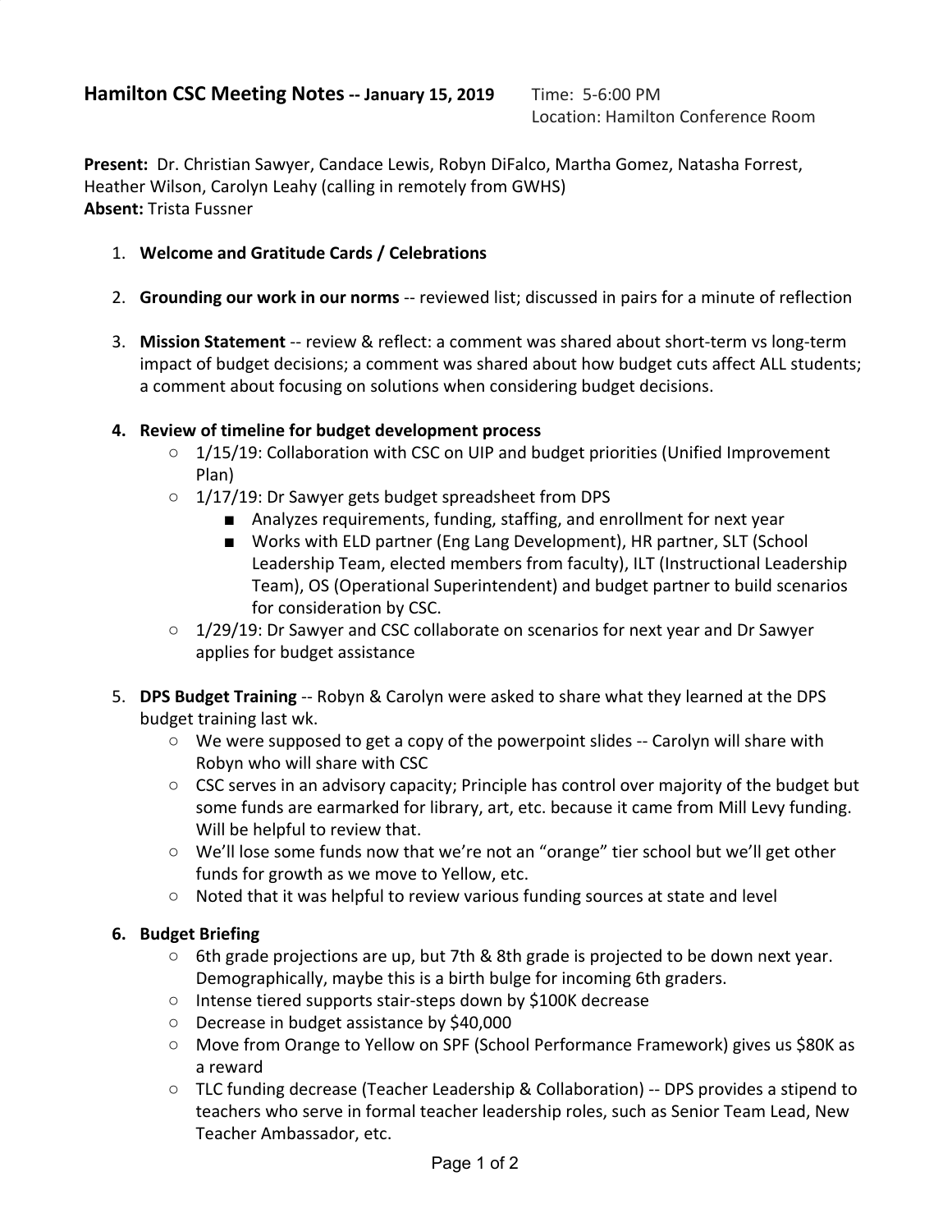# Hamilton CSC Meeting Notes -- January 15, 2019

Time: 5-6:00 PM
Location: Hamilton Conference Room

**Present:** Dr. Christian Sawyer, Candace Lewis, Robyn DiFalco, Martha Gomez, Natasha Forrest, Heather Wilson, Carolyn Leahy (calling in remotely from GWHS)
**Absent:** Trista Fussner

1. **Welcome and Gratitude Cards / Celebrations**

2. **Grounding our work in our norms** -- reviewed list; discussed in pairs for a minute of reflection

3. **Mission Statement** -- review & reflect: a comment was shared about short-term vs long-term impact of budget decisions; a comment was shared about how budget cuts affect ALL students; a comment about focusing on solutions when considering budget decisions.

4. **Review of timeline for budget development process**
   - 1/15/19: Collaboration with CSC on UIP and budget priorities (Unified Improvement Plan)
   - 1/17/19: Dr Sawyer gets budget spreadsheet from DPS
     - Analyzes requirements, funding, staffing, and enrollment for next year
     - Works with ELD partner (Eng Lang Development), HR partner, SLT (School Leadership Team, elected members from faculty), ILT (Instructional Leadership Team), OS (Operational Superintendent) and budget partner to build scenarios for consideration by CSC.
   - 1/29/19: Dr Sawyer and CSC collaborate on scenarios for next year and Dr Sawyer applies for budget assistance

5. **DPS Budget Training** -- Robyn & Carolyn were asked to share what they learned at the DPS budget training last wk.
   - We were supposed to get a copy of the powerpoint slides -- Carolyn will share with Robyn who will share with CSC
   - CSC serves in an advisory capacity; Principle has control over majority of the budget but some funds are earmarked for library, art, etc. because it came from Mill Levy funding. Will be helpful to review that.
   - We'll lose some funds now that we're not an "orange" tier school but we'll get other funds for growth as we move to Yellow, etc.
   - Noted that it was helpful to review various funding sources at state and level

6. **Budget Briefing**
   - 6th grade projections are up, but 7th & 8th grade is projected to be down next year. Demographically, maybe this is a birth bulge for incoming 6th graders.
   - Intense tiered supports stair-steps down by $100K decrease
   - Decrease in budget assistance by $40,000
   - Move from Orange to Yellow on SPF (School Performance Framework) gives us $80K as a reward
   - TLC funding decrease (Teacher Leadership & Collaboration) -- DPS provides a stipend to teachers who serve in formal teacher leadership roles, such as Senior Team Lead, New Teacher Ambassador, etc.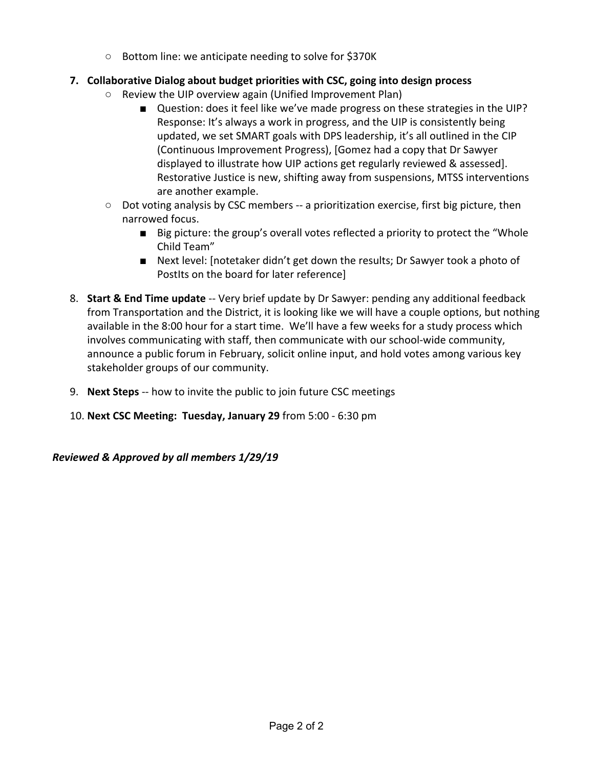- Bottom line: we anticipate needing to solve for $370K

7. **Collaborative Dialog about budget priorities with CSC, going into design process**
   - Review the UIP overview again (Unified Improvement Plan)
     - Question: does it feel like we've made progress on these strategies in the UIP? Response: It's always a work in progress, and the UIP is consistently being updated, we set SMART goals with DPS leadership, it's all outlined in the CIP (Continuous Improvement Progress), [Gomez had a copy that Dr Sawyer displayed to illustrate how UIP actions get regularly reviewed & assessed]. Restorative Justice is new, shifting away from suspensions, MTSS interventions are another example.
   - Dot voting analysis by CSC members -- a prioritization exercise, first big picture, then narrowed focus.
     - Big picture: the group's overall votes reflected a priority to protect the "Whole Child Team"
     - Next level: [notetaker didn't get down the results; Dr Sawyer took a photo of PostIts on the board for later reference]

8. **Start & End Time update** -- Very brief update by Dr Sawyer: pending any additional feedback from Transportation and the District, it is looking like we will have a couple options, but nothing available in the 8:00 hour for a start time. We'll have a few weeks for a study process which involves communicating with staff, then communicate with our school-wide community, announce a public forum in February, solicit online input, and hold votes among various key stakeholder groups of our community.

9. **Next Steps** -- how to invite the public to join future CSC meetings

10. **Next CSC Meeting: Tuesday, January 29** from 5:00 - 6:30 pm

***Reviewed & Approved by all members 1/29/19***